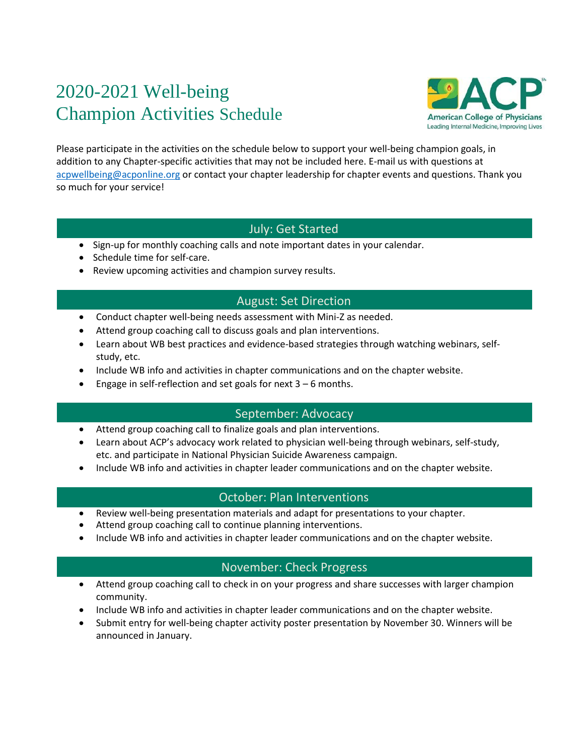# 2020-2021 Well-being Champion Activities Schedule

Please participate in the activities on the schedule below to support your well-being champion goals, in addition to any Chapter-specific activities that may not be included here. E-mail us with questions at acpwellbeing@acponline.org or contact your chapter leadership for chapter events and questions. Thank you so much for your service!

## July: Get Started

- Sign-up for monthly coaching calls and note important dates in your calendar.
- Schedule time for self-care.
- Review upcoming activities and champion survey results.

## August: Set Direction

- Conduct chapter well-being needs assessment with Mini-Z as needed.
- Attend group coaching call to discuss goals and plan interventions.
- Learn about WB best practices and evidence-based strategies through watching webinars, self-study, etc.
- Include WB info and activities in chapter communications and on the chapter website.
- Engage in self-reflection and set goals for next 3 – 6 months.

## September: Advocacy

- Attend group coaching call to finalize goals and plan interventions.
- Learn about ACP's advocacy work related to physician well-being through webinars, self-study, etc. and participate in National Physician Suicide Awareness campaign.
- Include WB info and activities in chapter leader communications and on the chapter website.

## October: Plan Interventions

- Review well-being presentation materials and adapt for presentations to your chapter.
- Attend group coaching call to continue planning interventions.
- Include WB info and activities in chapter leader communications and on the chapter website.

## November: Check Progress

- Attend group coaching call to check in on your progress and share successes with larger champion community.
- Include WB info and activities in chapter leader communications and on the chapter website.
- Submit entry for well-being chapter activity poster presentation by November 30. Winners will be announced in January.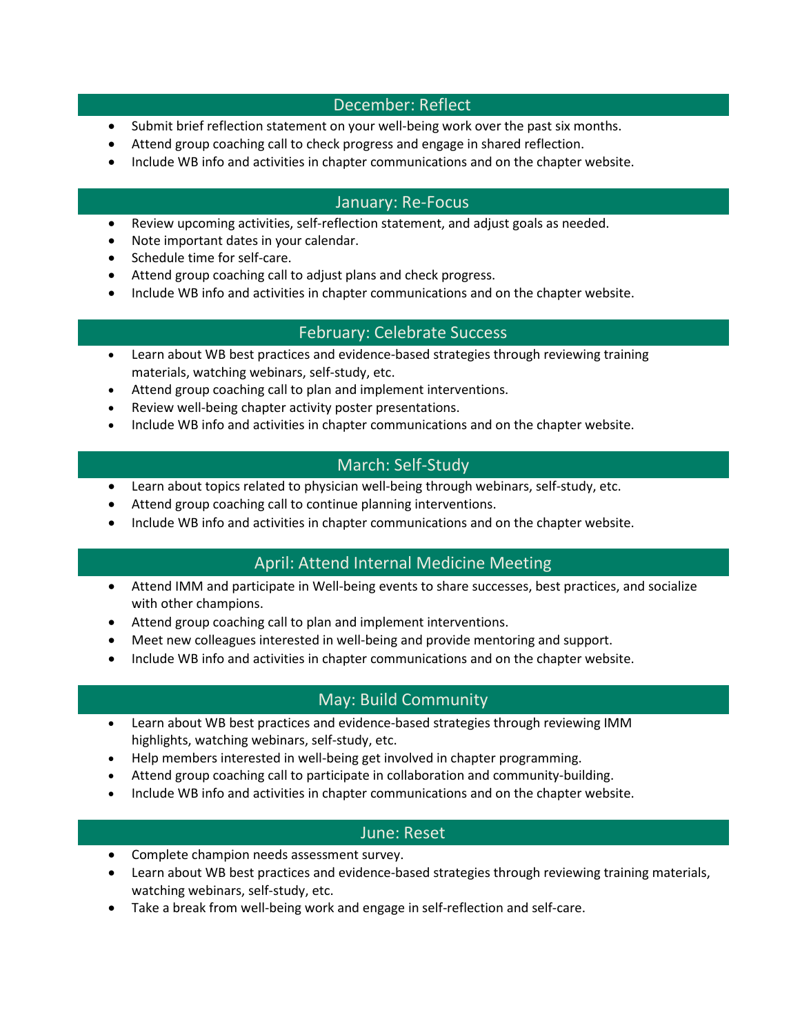## December: Reflect

- Submit brief reflection statement on your well-being work over the past six months.
- Attend group coaching call to check progress and engage in shared reflection.
- Include WB info and activities in chapter communications and on the chapter website.

## January: Re-Focus

- Review upcoming activities, self-reflection statement, and adjust goals as needed.
- Note important dates in your calendar.
- Schedule time for self-care.
- Attend group coaching call to adjust plans and check progress.
- Include WB info and activities in chapter communications and on the chapter website.

## February: Celebrate Success

- Learn about WB best practices and evidence-based strategies through reviewing training materials, watching webinars, self-study, etc.
- Attend group coaching call to plan and implement interventions.
- Review well-being chapter activity poster presentations.
- Include WB info and activities in chapter communications and on the chapter website.

## March: Self-Study

- Learn about topics related to physician well-being through webinars, self-study, etc.
- Attend group coaching call to continue planning interventions.
- Include WB info and activities in chapter communications and on the chapter website.

## April: Attend Internal Medicine Meeting

- Attend IMM and participate in Well-being events to share successes, best practices, and socialize with other champions.
- Attend group coaching call to plan and implement interventions.
- Meet new colleagues interested in well-being and provide mentoring and support.
- Include WB info and activities in chapter communications and on the chapter website.

## May: Build Community

- Learn about WB best practices and evidence-based strategies through reviewing IMM highlights, watching webinars, self-study, etc.
- Help members interested in well-being get involved in chapter programming.
- Attend group coaching call to participate in collaboration and community-building.
- Include WB info and activities in chapter communications and on the chapter website.

## June: Reset

- Complete champion needs assessment survey.
- Learn about WB best practices and evidence-based strategies through reviewing training materials, watching webinars, self-study, etc.
- Take a break from well-being work and engage in self-reflection and self-care.